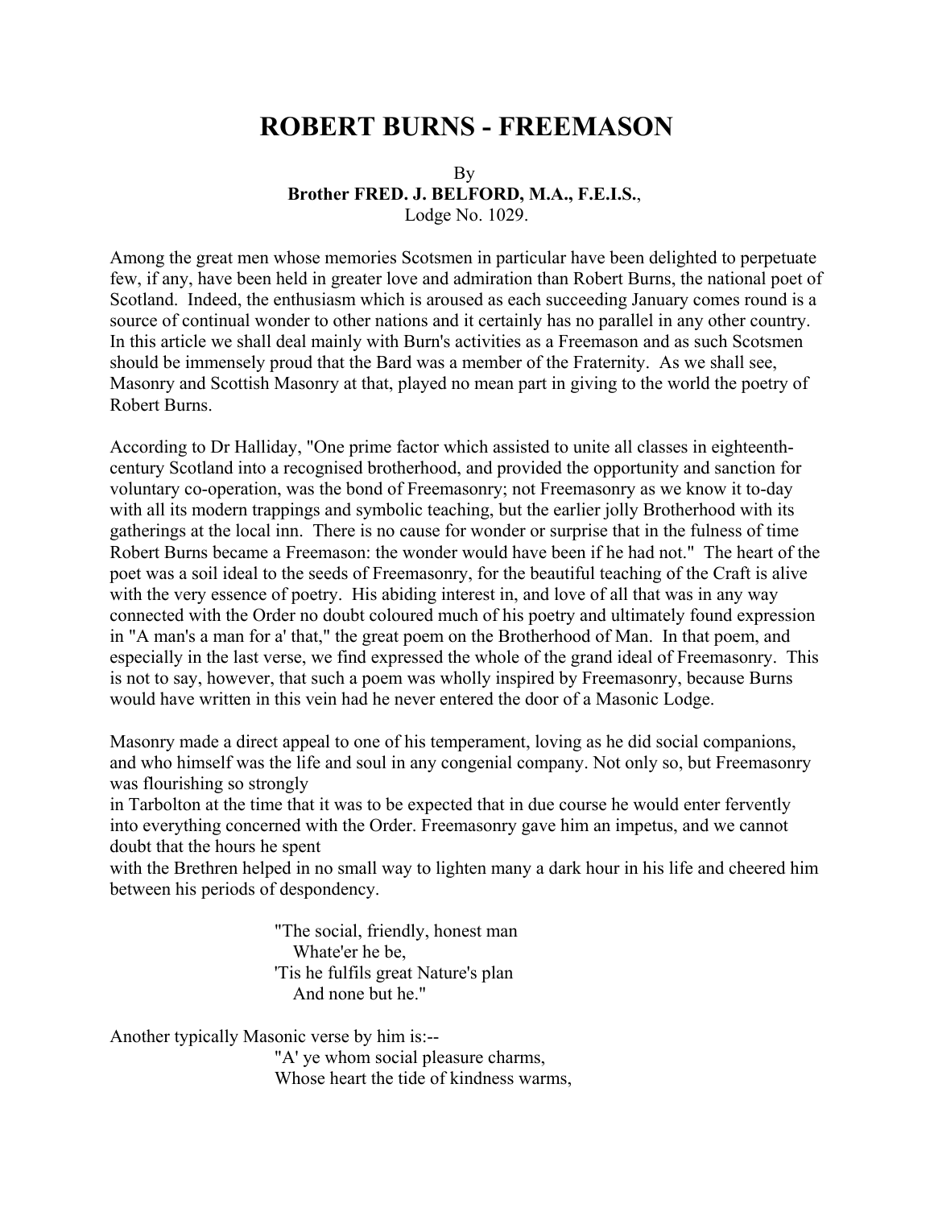# ROBERT BURNS - FREEMASON

By
**Brother FRED. J. BELFORD, M.A., F.E.I.S.**,
Lodge No. 1029.

Among the great men whose memories Scotsmen in particular have been delighted to perpetuate few, if any, have been held in greater love and admiration than Robert Burns, the national poet of Scotland. Indeed, the enthusiasm which is aroused as each succeeding January comes round is a source of continual wonder to other nations and it certainly has no parallel in any other country. In this article we shall deal mainly with Burn's activities as a Freemason and as such Scotsmen should be immensely proud that the Bard was a member of the Fraternity. As we shall see, Masonry and Scottish Masonry at that, played no mean part in giving to the world the poetry of Robert Burns.

According to Dr Halliday, "One prime factor which assisted to unite all classes in eighteenth-century Scotland into a recognised brotherhood, and provided the opportunity and sanction for voluntary co-operation, was the bond of Freemasonry; not Freemasonry as we know it to-day with all its modern trappings and symbolic teaching, but the earlier jolly Brotherhood with its gatherings at the local inn. There is no cause for wonder or surprise that in the fulness of time Robert Burns became a Freemason: the wonder would have been if he had not." The heart of the poet was a soil ideal to the seeds of Freemasonry, for the beautiful teaching of the Craft is alive with the very essence of poetry. His abiding interest in, and love of all that was in any way connected with the Order no doubt coloured much of his poetry and ultimately found expression in "A man's a man for a' that," the great poem on the Brotherhood of Man. In that poem, and especially in the last verse, we find expressed the whole of the grand ideal of Freemasonry. This is not to say, however, that such a poem was wholly inspired by Freemasonry, because Burns would have written in this vein had he never entered the door of a Masonic Lodge.

Masonry made a direct appeal to one of his temperament, loving as he did social companions, and who himself was the life and soul in any congenial company. Not only so, but Freemasonry was flourishing so strongly in Tarbolton at the time that it was to be expected that in due course he would enter fervently into everything concerned with the Order. Freemasonry gave him an impetus, and we cannot doubt that the hours he spent with the Brethren helped in no small way to lighten many a dark hour in his life and cheered him between his periods of despondency.

> "The social, friendly, honest man
> Whate'er he be,
> 'Tis he fulfils great Nature's plan
> And none but he."

Another typically Masonic verse by him is:--

> "A' ye whom social pleasure charms,
> Whose heart the tide of kindness warms,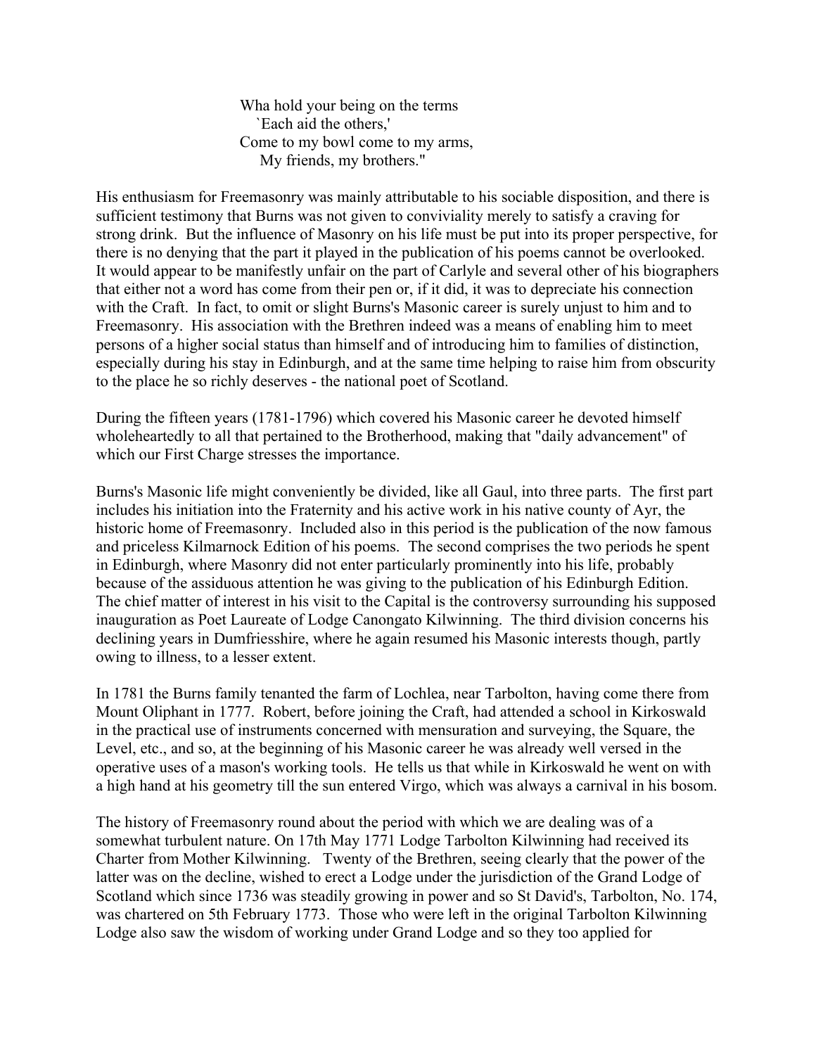Wha hold your being on the terms
 `Each aid the others,'
Come to my bowl come to my arms,
 My friends, my brothers."

His enthusiasm for Freemasonry was mainly attributable to his sociable disposition, and there is sufficient testimony that Burns was not given to conviviality merely to satisfy a craving for strong drink. But the influence of Masonry on his life must be put into its proper perspective, for there is no denying that the part it played in the publication of his poems cannot be overlooked. It would appear to be manifestly unfair on the part of Carlyle and several other of his biographers that either not a word has come from their pen or, if it did, it was to depreciate his connection with the Craft. In fact, to omit or slight Burns's Masonic career is surely unjust to him and to Freemasonry. His association with the Brethren indeed was a means of enabling him to meet persons of a higher social status than himself and of introducing him to families of distinction, especially during his stay in Edinburgh, and at the same time helping to raise him from obscurity to the place he so richly deserves - the national poet of Scotland.

During the fifteen years (1781-1796) which covered his Masonic career he devoted himself wholeheartedly to all that pertained to the Brotherhood, making that "daily advancement" of which our First Charge stresses the importance.

Burns's Masonic life might conveniently be divided, like all Gaul, into three parts. The first part includes his initiation into the Fraternity and his active work in his native county of Ayr, the historic home of Freemasonry. Included also in this period is the publication of the now famous and priceless Kilmarnock Edition of his poems. The second comprises the two periods he spent in Edinburgh, where Masonry did not enter particularly prominently into his life, probably because of the assiduous attention he was giving to the publication of his Edinburgh Edition. The chief matter of interest in his visit to the Capital is the controversy surrounding his supposed inauguration as Poet Laureate of Lodge Canongato Kilwinning. The third division concerns his declining years in Dumfriesshire, where he again resumed his Masonic interests though, partly owing to illness, to a lesser extent.

In 1781 the Burns family tenanted the farm of Lochlea, near Tarbolton, having come there from Mount Oliphant in 1777. Robert, before joining the Craft, had attended a school in Kirkoswald in the practical use of instruments concerned with mensuration and surveying, the Square, the Level, etc., and so, at the beginning of his Masonic career he was already well versed in the operative uses of a mason's working tools. He tells us that while in Kirkoswald he went on with a high hand at his geometry till the sun entered Virgo, which was always a carnival in his bosom.

The history of Freemasonry round about the period with which we are dealing was of a somewhat turbulent nature. On 17th May 1771 Lodge Tarbolton Kilwinning had received its Charter from Mother Kilwinning. Twenty of the Brethren, seeing clearly that the power of the latter was on the decline, wished to erect a Lodge under the jurisdiction of the Grand Lodge of Scotland which since 1736 was steadily growing in power and so St David's, Tarbolton, No. 174, was chartered on 5th February 1773. Those who were left in the original Tarbolton Kilwinning Lodge also saw the wisdom of working under Grand Lodge and so they too applied for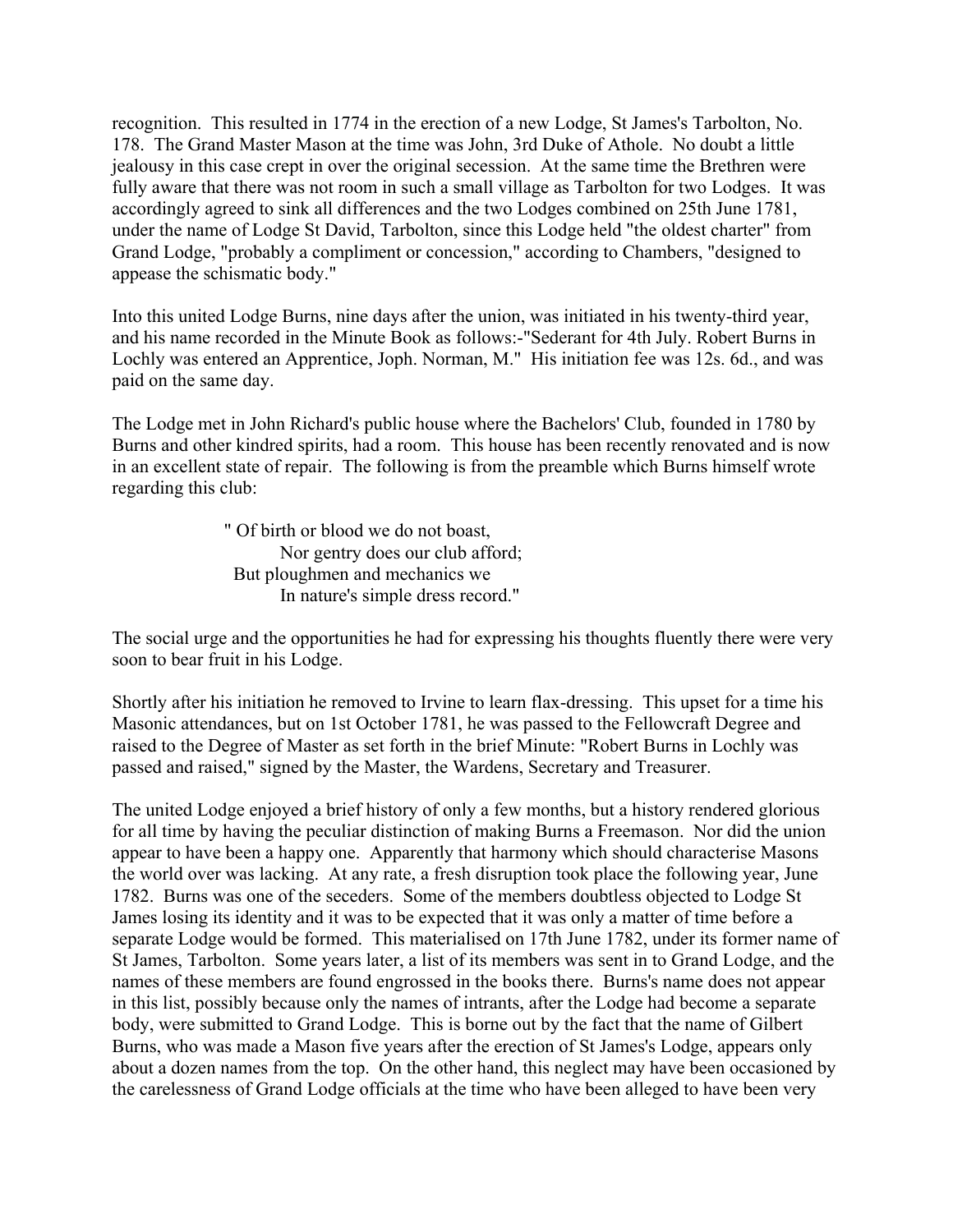recognition. This resulted in 1774 in the erection of a new Lodge, St James's Tarbolton, No. 178. The Grand Master Mason at the time was John, 3rd Duke of Athole. No doubt a little jealousy in this case crept in over the original secession. At the same time the Brethren were fully aware that there was not room in such a small village as Tarbolton for two Lodges. It was accordingly agreed to sink all differences and the two Lodges combined on 25th June 1781, under the name of Lodge St David, Tarbolton, since this Lodge held "the oldest charter" from Grand Lodge, "probably a compliment or concession," according to Chambers, "designed to appease the schismatic body."

Into this united Lodge Burns, nine days after the union, was initiated in his twenty-third year, and his name recorded in the Minute Book as follows:-"Sederant for 4th July. Robert Burns in Lochly was entered an Apprentice, Joph. Norman, M." His initiation fee was 12s. 6d., and was paid on the same day.

The Lodge met in John Richard's public house where the Bachelors' Club, founded in 1780 by Burns and other kindred spirits, had a room. This house has been recently renovated and is now in an excellent state of repair. The following is from the preamble which Burns himself wrote regarding this club:

> " Of birth or blood we do not boast,
> Nor gentry does our club afford;
> But ploughmen and mechanics we
> In nature's simple dress record."

The social urge and the opportunities he had for expressing his thoughts fluently there were very soon to bear fruit in his Lodge.

Shortly after his initiation he removed to Irvine to learn flax-dressing. This upset for a time his Masonic attendances, but on 1st October 1781, he was passed to the Fellowcraft Degree and raised to the Degree of Master as set forth in the brief Minute: "Robert Burns in Lochly was passed and raised," signed by the Master, the Wardens, Secretary and Treasurer.

The united Lodge enjoyed a brief history of only a few months, but a history rendered glorious for all time by having the peculiar distinction of making Burns a Freemason. Nor did the union appear to have been a happy one. Apparently that harmony which should characterise Masons the world over was lacking. At any rate, a fresh disruption took place the following year, June 1782. Burns was one of the seceders. Some of the members doubtless objected to Lodge St James losing its identity and it was to be expected that it was only a matter of time before a separate Lodge would be formed. This materialised on 17th June 1782, under its former name of St James, Tarbolton. Some years later, a list of its members was sent in to Grand Lodge, and the names of these members are found engrossed in the books there. Burns's name does not appear in this list, possibly because only the names of intrants, after the Lodge had become a separate body, were submitted to Grand Lodge. This is borne out by the fact that the name of Gilbert Burns, who was made a Mason five years after the erection of St James's Lodge, appears only about a dozen names from the top. On the other hand, this neglect may have been occasioned by the carelessness of Grand Lodge officials at the time who have been alleged to have been very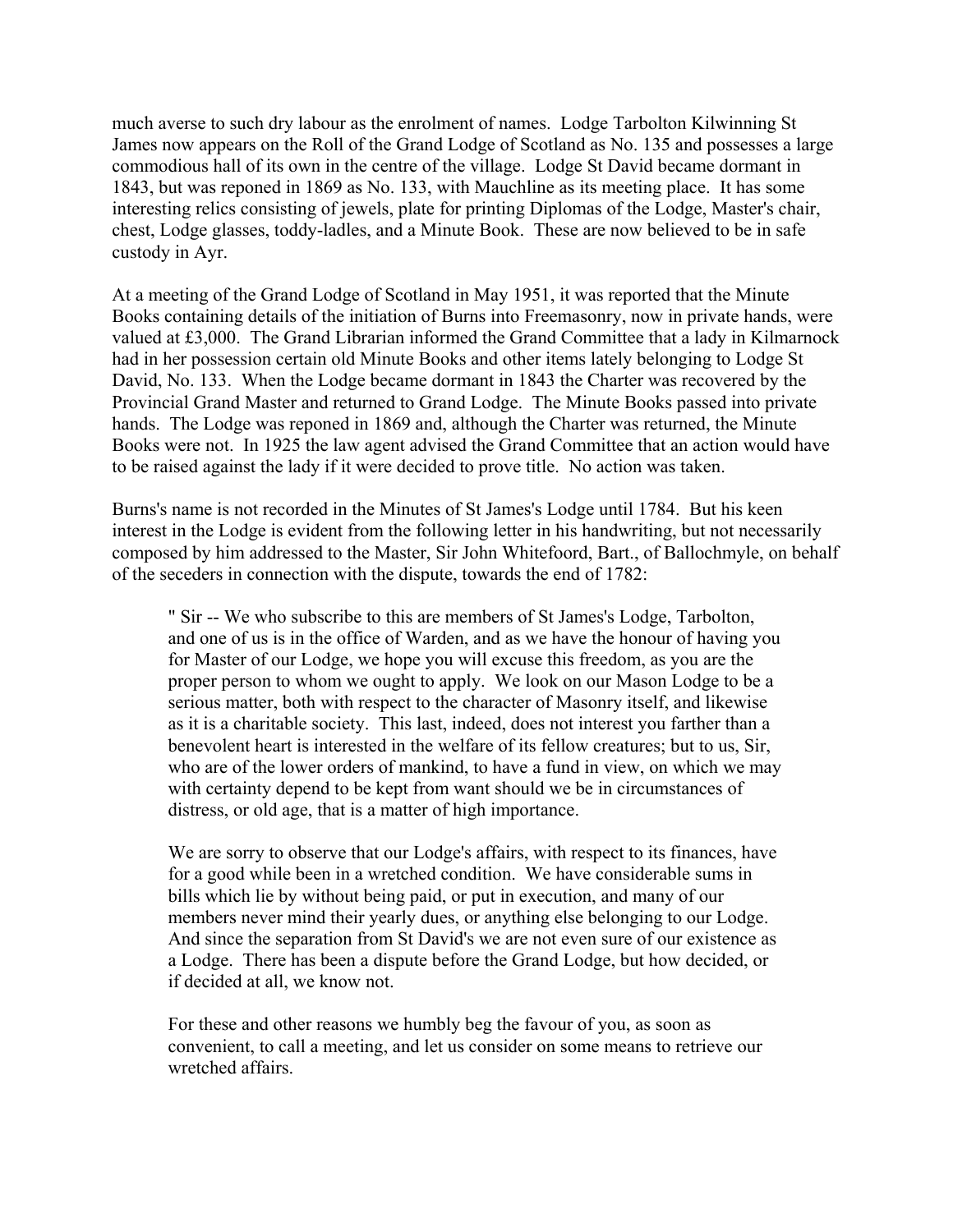much averse to such dry labour as the enrolment of names. Lodge Tarbolton Kilwinning St James now appears on the Roll of the Grand Lodge of Scotland as No. 135 and possesses a large commodious hall of its own in the centre of the village. Lodge St David became dormant in 1843, but was reponed in 1869 as No. 133, with Mauchline as its meeting place. It has some interesting relics consisting of jewels, plate for printing Diplomas of the Lodge, Master's chair, chest, Lodge glasses, toddy-ladles, and a Minute Book. These are now believed to be in safe custody in Ayr.

At a meeting of the Grand Lodge of Scotland in May 1951, it was reported that the Minute Books containing details of the initiation of Burns into Freemasonry, now in private hands, were valued at £3,000. The Grand Librarian informed the Grand Committee that a lady in Kilmarnock had in her possession certain old Minute Books and other items lately belonging to Lodge St David, No. 133. When the Lodge became dormant in 1843 the Charter was recovered by the Provincial Grand Master and returned to Grand Lodge. The Minute Books passed into private hands. The Lodge was reponed in 1869 and, although the Charter was returned, the Minute Books were not. In 1925 the law agent advised the Grand Committee that an action would have to be raised against the lady if it were decided to prove title. No action was taken.

Burns's name is not recorded in the Minutes of St James's Lodge until 1784. But his keen interest in the Lodge is evident from the following letter in his handwriting, but not necessarily composed by him addressed to the Master, Sir John Whitefoord, Bart., of Ballochmyle, on behalf of the seceders in connection with the dispute, towards the end of 1782:

> " Sir -- We who subscribe to this are members of St James's Lodge, Tarbolton, and one of us is in the office of Warden, and as we have the honour of having you for Master of our Lodge, we hope you will excuse this freedom, as you are the proper person to whom we ought to apply. We look on our Mason Lodge to be a serious matter, both with respect to the character of Masonry itself, and likewise as it is a charitable society. This last, indeed, does not interest you farther than a benevolent heart is interested in the welfare of its fellow creatures; but to us, Sir, who are of the lower orders of mankind, to have a fund in view, on which we may with certainty depend to be kept from want should we be in circumstances of distress, or old age, that is a matter of high importance.
>
> We are sorry to observe that our Lodge's affairs, with respect to its finances, have for a good while been in a wretched condition. We have considerable sums in bills which lie by without being paid, or put in execution, and many of our members never mind their yearly dues, or anything else belonging to our Lodge. And since the separation from St David's we are not even sure of our existence as a Lodge. There has been a dispute before the Grand Lodge, but how decided, or if decided at all, we know not.
>
> For these and other reasons we humbly beg the favour of you, as soon as convenient, to call a meeting, and let us consider on some means to retrieve our wretched affairs.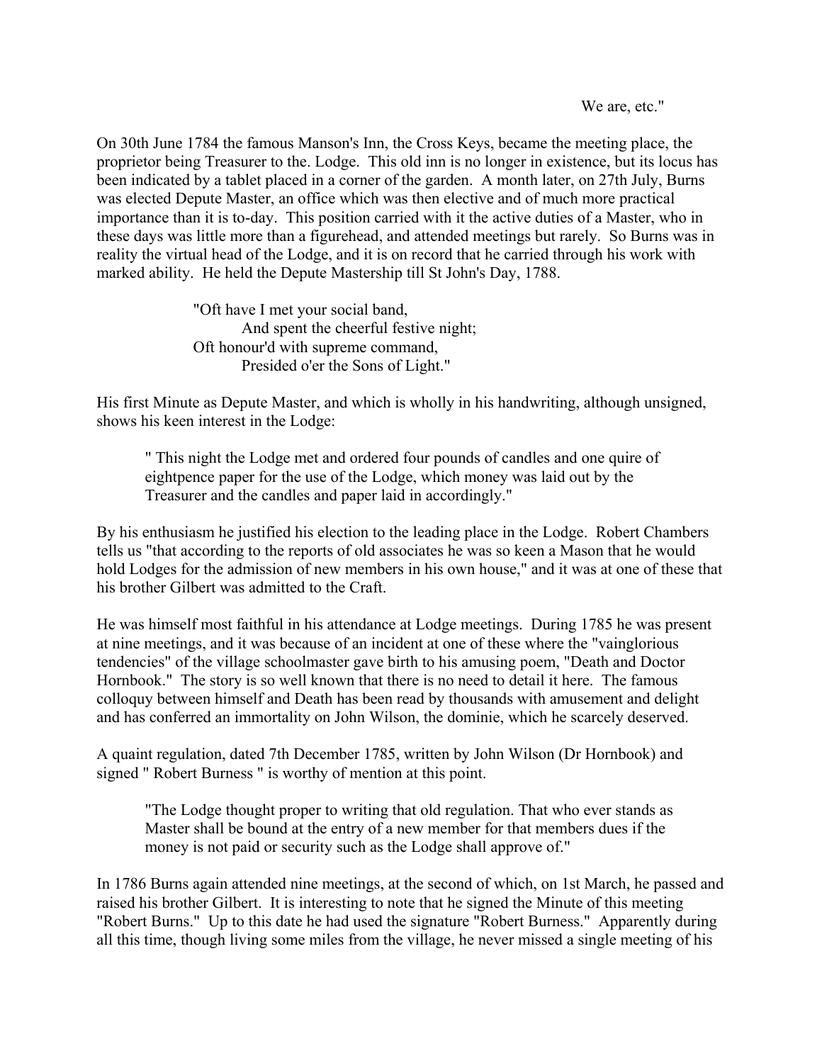We are, etc."

On 30th June 1784 the famous Manson's Inn, the Cross Keys, became the meeting place, the proprietor being Treasurer to the. Lodge. This old inn is no longer in existence, but its locus has been indicated by a tablet placed in a corner of the garden. A month later, on 27th July, Burns was elected Depute Master, an office which was then elective and of much more practical importance than it is to-day. This position carried with it the active duties of a Master, who in these days was little more than a figurehead, and attended meetings but rarely. So Burns was in reality the virtual head of the Lodge, and it is on record that he carried through his work with marked ability. He held the Depute Mastership till St John's Day, 1788.

> "Oft have I met your social band,
> And spent the cheerful festive night;
> Oft honour'd with supreme command,
> Presided o'er the Sons of Light."

His first Minute as Depute Master, and which is wholly in his handwriting, although unsigned, shows his keen interest in the Lodge:

> " This night the Lodge met and ordered four pounds of candles and one quire of eightpence paper for the use of the Lodge, which money was laid out by the Treasurer and the candles and paper laid in accordingly."

By his enthusiasm he justified his election to the leading place in the Lodge. Robert Chambers tells us "that according to the reports of old associates he was so keen a Mason that he would hold Lodges for the admission of new members in his own house," and it was at one of these that his brother Gilbert was admitted to the Craft.

He was himself most faithful in his attendance at Lodge meetings. During 1785 he was present at nine meetings, and it was because of an incident at one of these where the "vainglorious tendencies" of the village schoolmaster gave birth to his amusing poem, "Death and Doctor Hornbook." The story is so well known that there is no need to detail it here. The famous colloquy between himself and Death has been read by thousands with amusement and delight and has conferred an immortality on John Wilson, the dominie, which he scarcely deserved.

A quaint regulation, dated 7th December 1785, written by John Wilson (Dr Hornbook) and signed " Robert Burness " is worthy of mention at this point.

> "The Lodge thought proper to writing that old regulation. That who ever stands as Master shall be bound at the entry of a new member for that members dues if the money is not paid or security such as the Lodge shall approve of."

In 1786 Burns again attended nine meetings, at the second of which, on 1st March, he passed and raised his brother Gilbert. It is interesting to note that he signed the Minute of this meeting "Robert Burns." Up to this date he had used the signature "Robert Burness." Apparently during all this time, though living some miles from the village, he never missed a single meeting of his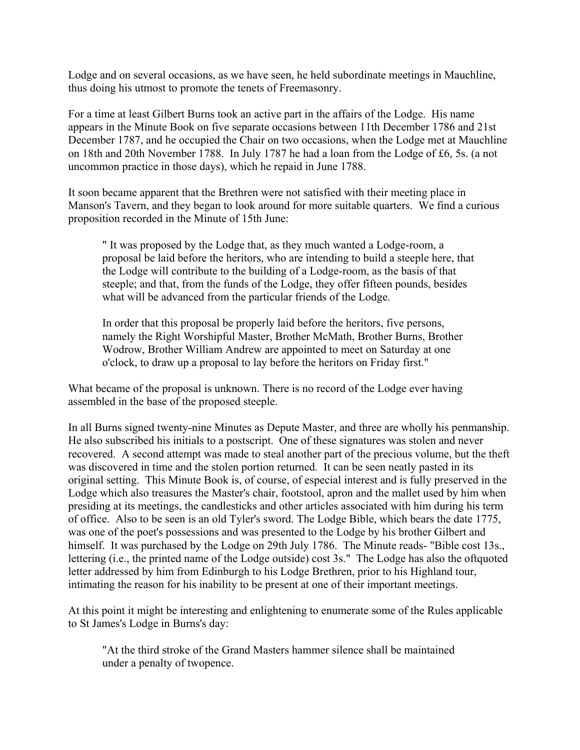Lodge and on several occasions, as we have seen, he held subordinate meetings in Mauchline, thus doing his utmost to promote the tenets of Freemasonry.

For a time at least Gilbert Burns took an active part in the affairs of the Lodge. His name appears in the Minute Book on five separate occasions between 11th December 1786 and 21st December 1787, and he occupied the Chair on two occasions, when the Lodge met at Mauchline on 18th and 20th November 1788. In July 1787 he had a loan from the Lodge of £6, 5s. (a not uncommon practice in those days), which he repaid in June 1788.

It soon became apparent that the Brethren were not satisfied with their meeting place in Manson's Tavern, and they began to look around for more suitable quarters. We find a curious proposition recorded in the Minute of 15th June:

> " It was proposed by the Lodge that, as they much wanted a Lodge-room, a proposal be laid before the heritors, who are intending to build a steeple here, that the Lodge will contribute to the building of a Lodge-room, as the basis of that steeple; and that, from the funds of the Lodge, they offer fifteen pounds, besides what will be advanced from the particular friends of the Lodge.
>
> In order that this proposal be properly laid before the heritors, five persons, namely the Right Worshipful Master, Brother McMath, Brother Burns, Brother Wodrow, Brother William Andrew are appointed to meet on Saturday at one o'clock, to draw up a proposal to lay before the heritors on Friday first."

What became of the proposal is unknown. There is no record of the Lodge ever having assembled in the base of the proposed steeple.

In all Burns signed twenty-nine Minutes as Depute Master, and three are wholly his penmanship. He also subscribed his initials to a postscript. One of these signatures was stolen and never recovered. A second attempt was made to steal another part of the precious volume, but the theft was discovered in time and the stolen portion returned. It can be seen neatly pasted in its original setting. This Minute Book is, of course, of especial interest and is fully preserved in the Lodge which also treasures the Master's chair, footstool, apron and the mallet used by him when presiding at its meetings, the candlesticks and other articles associated with him during his term of office. Also to be seen is an old Tyler's sword. The Lodge Bible, which bears the date 1775, was one of the poet's possessions and was presented to the Lodge by his brother Gilbert and himself. It was purchased by the Lodge on 29th July 1786. The Minute reads- "Bible cost 13s., lettering (i.e., the printed name of the Lodge outside) cost 3s." The Lodge has also the oftquoted letter addressed by him from Edinburgh to his Lodge Brethren, prior to his Highland tour, intimating the reason for his inability to be present at one of their important meetings.

At this point it might be interesting and enlightening to enumerate some of the Rules applicable to St James's Lodge in Burns's day:

> "At the third stroke of the Grand Masters hammer silence shall be maintained under a penalty of twopence.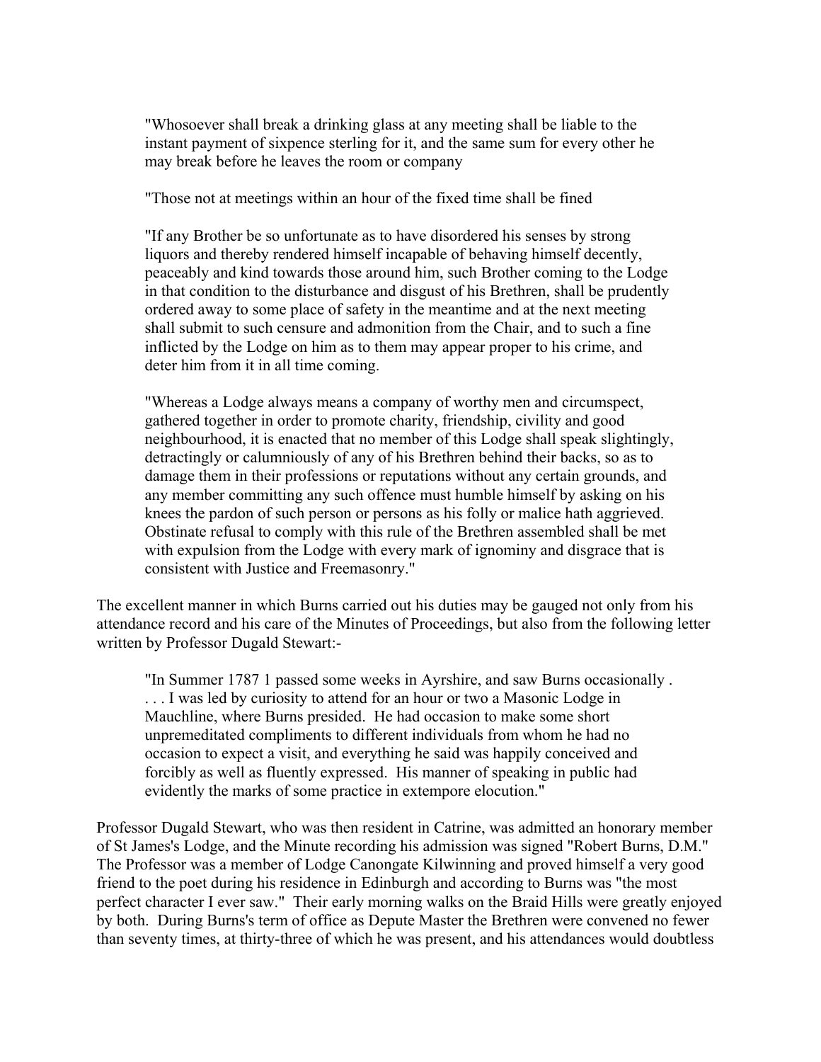> "Whosoever shall break a drinking glass at any meeting shall be liable to the instant payment of sixpence sterling for it, and the same sum for every other he may break before he leaves the room or company
>
> "Those not at meetings within an hour of the fixed time shall be fined
>
> "If any Brother be so unfortunate as to have disordered his senses by strong liquors and thereby rendered himself incapable of behaving himself decently, peaceably and kind towards those around him, such Brother coming to the Lodge in that condition to the disturbance and disgust of his Brethren, shall be prudently ordered away to some place of safety in the meantime and at the next meeting shall submit to such censure and admonition from the Chair, and to such a fine inflicted by the Lodge on him as to them may appear proper to his crime, and deter him from it in all time coming.
>
> "Whereas a Lodge always means a company of worthy men and circumspect, gathered together in order to promote charity, friendship, civility and good neighbourhood, it is enacted that no member of this Lodge shall speak slightingly, detractingly or calumniously of any of his Brethren behind their backs, so as to damage them in their professions or reputations without any certain grounds, and any member committing any such offence must humble himself by asking on his knees the pardon of such person or persons as his folly or malice hath aggrieved. Obstinate refusal to comply with this rule of the Brethren assembled shall be met with expulsion from the Lodge with every mark of ignominy and disgrace that is consistent with Justice and Freemasonry."

The excellent manner in which Burns carried out his duties may be gauged not only from his attendance record and his care of the Minutes of Proceedings, but also from the following letter written by Professor Dugald Stewart:-

> "In Summer 1787 1 passed some weeks in Ayrshire, and saw Burns occasionally . . . . I was led by curiosity to attend for an hour or two a Masonic Lodge in Mauchline, where Burns presided. He had occasion to make some short unpremeditated compliments to different individuals from whom he had no occasion to expect a visit, and everything he said was happily conceived and forcibly as well as fluently expressed. His manner of speaking in public had evidently the marks of some practice in extempore elocution."

Professor Dugald Stewart, who was then resident in Catrine, was admitted an honorary member of St James's Lodge, and the Minute recording his admission was signed "Robert Burns, D.M." The Professor was a member of Lodge Canongate Kilwinning and proved himself a very good friend to the poet during his residence in Edinburgh and according to Burns was "the most perfect character I ever saw." Their early morning walks on the Braid Hills were greatly enjoyed by both. During Burns's term of office as Depute Master the Brethren were convened no fewer than seventy times, at thirty-three of which he was present, and his attendances would doubtless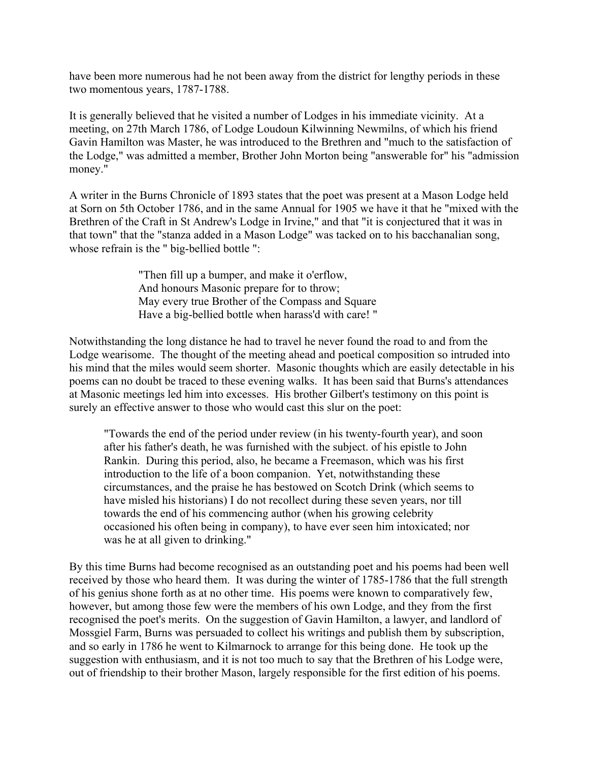have been more numerous had he not been away from the district for lengthy periods in these two momentous years, 1787-1788.

It is generally believed that he visited a number of Lodges in his immediate vicinity. At a meeting, on 27th March 1786, of Lodge Loudoun Kilwinning Newmilns, of which his friend Gavin Hamilton was Master, he was introduced to the Brethren and "much to the satisfaction of the Lodge," was admitted a member, Brother John Morton being "answerable for" his "admission money."

A writer in the Burns Chronicle of 1893 states that the poet was present at a Mason Lodge held at Sorn on 5th October 1786, and in the same Annual for 1905 we have it that he "mixed with the Brethren of the Craft in St Andrew's Lodge in Irvine," and that "it is conjectured that it was in that town" that the "stanza added in a Mason Lodge" was tacked on to his bacchanalian song, whose refrain is the " big-bellied bottle ":

> "Then fill up a bumper, and make it o'erflow,
> And honours Masonic prepare for to throw;
> May every true Brother of the Compass and Square
> Have a big-bellied bottle when harass'd with care! "

Notwithstanding the long distance he had to travel he never found the road to and from the Lodge wearisome. The thought of the meeting ahead and poetical composition so intruded into his mind that the miles would seem shorter. Masonic thoughts which are easily detectable in his poems can no doubt be traced to these evening walks. It has been said that Burns's attendances at Masonic meetings led him into excesses. His brother Gilbert's testimony on this point is surely an effective answer to those who would cast this slur on the poet:

> "Towards the end of the period under review (in his twenty-fourth year), and soon after his father's death, he was furnished with the subject. of his epistle to John Rankin. During this period, also, he became a Freemason, which was his first introduction to the life of a boon companion. Yet, notwithstanding these circumstances, and the praise he has bestowed on Scotch Drink (which seems to have misled his historians) I do not recollect during these seven years, nor till towards the end of his commencing author (when his growing celebrity occasioned his often being in company), to have ever seen him intoxicated; nor was he at all given to drinking."

By this time Burns had become recognised as an outstanding poet and his poems had been well received by those who heard them. It was during the winter of 1785-1786 that the full strength of his genius shone forth as at no other time. His poems were known to comparatively few, however, but among those few were the members of his own Lodge, and they from the first recognised the poet's merits. On the suggestion of Gavin Hamilton, a lawyer, and landlord of Mossgiel Farm, Burns was persuaded to collect his writings and publish them by subscription, and so early in 1786 he went to Kilmarnock to arrange for this being done. He took up the suggestion with enthusiasm, and it is not too much to say that the Brethren of his Lodge were, out of friendship to their brother Mason, largely responsible for the first edition of his poems.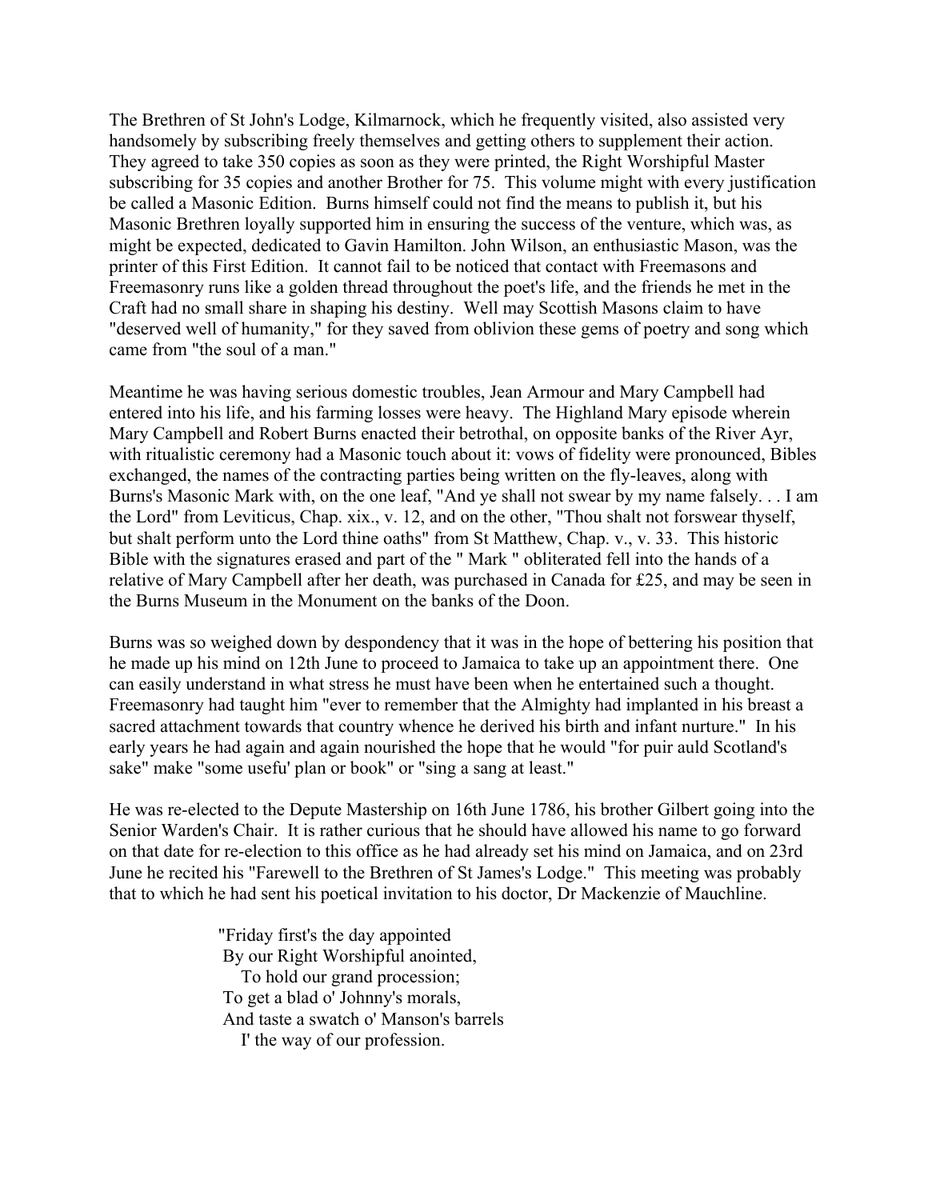The Brethren of St John's Lodge, Kilmarnock, which he frequently visited, also assisted very handsomely by subscribing freely themselves and getting others to supplement their action. They agreed to take 350 copies as soon as they were printed, the Right Worshipful Master subscribing for 35 copies and another Brother for 75. This volume might with every justification be called a Masonic Edition. Burns himself could not find the means to publish it, but his Masonic Brethren loyally supported him in ensuring the success of the venture, which was, as might be expected, dedicated to Gavin Hamilton. John Wilson, an enthusiastic Mason, was the printer of this First Edition. It cannot fail to be noticed that contact with Freemasons and Freemasonry runs like a golden thread throughout the poet's life, and the friends he met in the Craft had no small share in shaping his destiny. Well may Scottish Masons claim to have "deserved well of humanity," for they saved from oblivion these gems of poetry and song which came from "the soul of a man."

Meantime he was having serious domestic troubles, Jean Armour and Mary Campbell had entered into his life, and his farming losses were heavy. The Highland Mary episode wherein Mary Campbell and Robert Burns enacted their betrothal, on opposite banks of the River Ayr, with ritualistic ceremony had a Masonic touch about it: vows of fidelity were pronounced, Bibles exchanged, the names of the contracting parties being written on the fly-leaves, along with Burns's Masonic Mark with, on the one leaf, "And ye shall not swear by my name falsely. . . I am the Lord" from Leviticus, Chap. xix., v. 12, and on the other, "Thou shalt not forswear thyself, but shalt perform unto the Lord thine oaths" from St Matthew, Chap. v., v. 33. This historic Bible with the signatures erased and part of the " Mark " obliterated fell into the hands of a relative of Mary Campbell after her death, was purchased in Canada for £25, and may be seen in the Burns Museum in the Monument on the banks of the Doon.

Burns was so weighed down by despondency that it was in the hope of bettering his position that he made up his mind on 12th June to proceed to Jamaica to take up an appointment there. One can easily understand in what stress he must have been when he entertained such a thought. Freemasonry had taught him "ever to remember that the Almighty had implanted in his breast a sacred attachment towards that country whence he derived his birth and infant nurture." In his early years he had again and again nourished the hope that he would "for puir auld Scotland's sake" make "some usefu' plan or book" or "sing a sang at least."

He was re-elected to the Depute Mastership on 16th June 1786, his brother Gilbert going into the Senior Warden's Chair. It is rather curious that he should have allowed his name to go forward on that date for re-election to this office as he had already set his mind on Jamaica, and on 23rd June he recited his "Farewell to the Brethren of St James's Lodge." This meeting was probably that to which he had sent his poetical invitation to his doctor, Dr Mackenzie of Mauchline.

"Friday first's the day appointed  
By our Right Worshipful anointed,  
  To hold our grand procession;  
To get a blad o' Johnny's morals,  
And taste a swatch o' Manson's barrels  
  I' the way of our profession.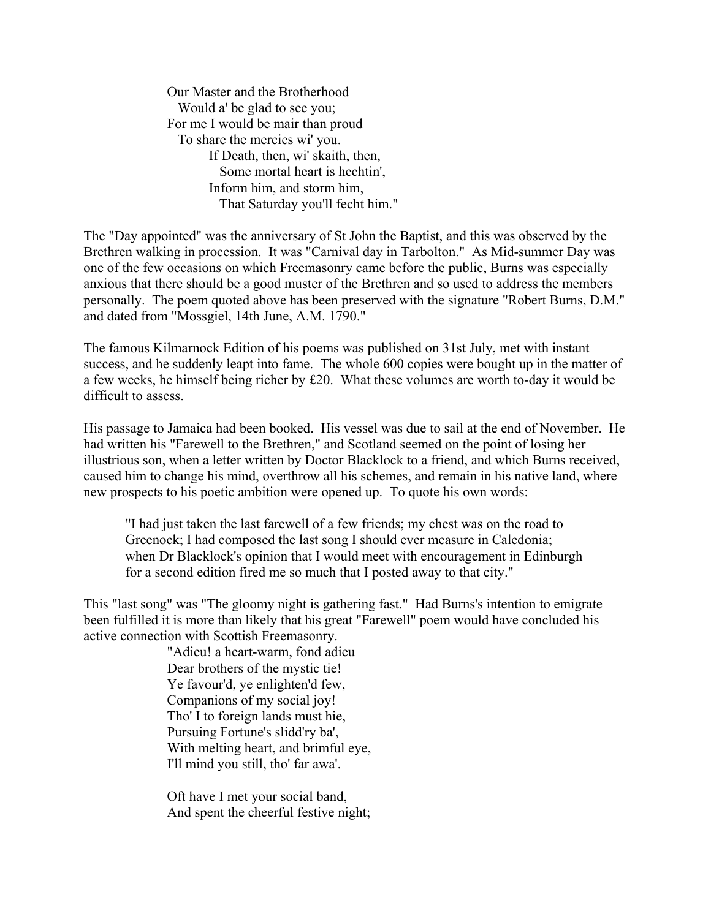Our Master and the Brotherhood  
  Would a' be glad to see you;  
For me I would be mair than proud  
  To share the mercies wi' you.  
    If Death, then, wi' skaith, then,  
      Some mortal heart is hechtin',  
    Inform him, and storm him,  
      That Saturday you'll fecht him."

The "Day appointed" was the anniversary of St John the Baptist, and this was observed by the Brethren walking in procession. It was "Carnival day in Tarbolton." As Mid-summer Day was one of the few occasions on which Freemasonry came before the public, Burns was especially anxious that there should be a good muster of the Brethren and so used to address the members personally. The poem quoted above has been preserved with the signature "Robert Burns, D.M." and dated from "Mossgiel, 14th June, A.M. 1790."

The famous Kilmarnock Edition of his poems was published on 31st July, met with instant success, and he suddenly leapt into fame. The whole 600 copies were bought up in the matter of a few weeks, he himself being richer by £20. What these volumes are worth to-day it would be difficult to assess.

His passage to Jamaica had been booked. His vessel was due to sail at the end of November. He had written his "Farewell to the Brethren," and Scotland seemed on the point of losing her illustrious son, when a letter written by Doctor Blacklock to a friend, and which Burns received, caused him to change his mind, overthrow all his schemes, and remain in his native land, where new prospects to his poetic ambition were opened up. To quote his own words:

> "I had just taken the last farewell of a few friends; my chest was on the road to Greenock; I had composed the last song I should ever measure in Caledonia; when Dr Blacklock's opinion that I would meet with encouragement in Edinburgh for a second edition fired me so much that I posted away to that city."

This "last song" was "The gloomy night is gathering fast." Had Burns's intention to emigrate been fulfilled it is more than likely that his great "Farewell" poem would have concluded his active connection with Scottish Freemasonry.

"Adieu! a heart-warm, fond adieu  
Dear brothers of the mystic tie!  
Ye favour'd, ye enlighten'd few,  
Companions of my social joy!  
Tho' I to foreign lands must hie,  
Pursuing Fortune's slidd'ry ba',  
With melting heart, and brimful eye,  
I'll mind you still, tho' far awa'.

Oft have I met your social band,  
And spent the cheerful festive night;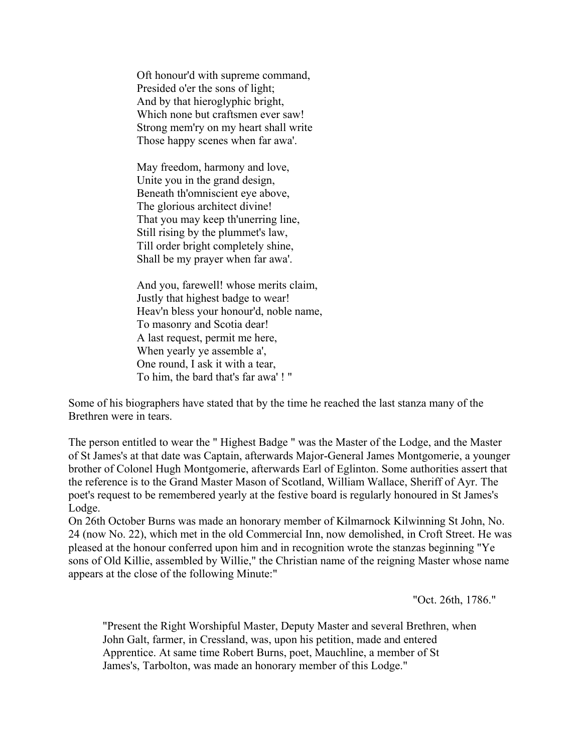Oft honour'd with supreme command,  
Presided o'er the sons of light;  
And by that hieroglyphic bright,  
Which none but craftsmen ever saw!  
Strong mem'ry on my heart shall write  
Those happy scenes when far awa'.

May freedom, harmony and love,  
Unite you in the grand design,  
Beneath th'omniscient eye above,  
The glorious architect divine!  
That you may keep th'unerring line,  
Still rising by the plummet's law,  
Till order bright completely shine,  
Shall be my prayer when far awa'.

And you, farewell! whose merits claim,  
Justly that highest badge to wear!  
Heav'n bless your honour'd, noble name,  
To masonry and Scotia dear!  
A last request, permit me here,  
When yearly ye assemble a',  
One round, I ask it with a tear,  
To him, the bard that's far awa' ! "

Some of his biographers have stated that by the time he reached the last stanza many of the Brethren were in tears.

The person entitled to wear the " Highest Badge " was the Master of the Lodge, and the Master of St James's at that date was Captain, afterwards Major-General James Montgomerie, a younger brother of Colonel Hugh Montgomerie, afterwards Earl of Eglinton. Some authorities assert that the reference is to the Grand Master Mason of Scotland, William Wallace, Sheriff of Ayr. The poet's request to be remembered yearly at the festive board is regularly honoured in St James's Lodge.

On 26th October Burns was made an honorary member of Kilmarnock Kilwinning St John, No. 24 (now No. 22), which met in the old Commercial Inn, now demolished, in Croft Street. He was pleased at the honour conferred upon him and in recognition wrote the stanzas beginning "Ye sons of Old Killie, assembled by Willie," the Christian name of the reigning Master whose name appears at the close of the following Minute:"

"Oct. 26th, 1786."

> "Present the Right Worshipful Master, Deputy Master and several Brethren, when John Galt, farmer, in Cressland, was, upon his petition, made and entered Apprentice. At same time Robert Burns, poet, Mauchline, a member of St James's, Tarbolton, was made an honorary member of this Lodge."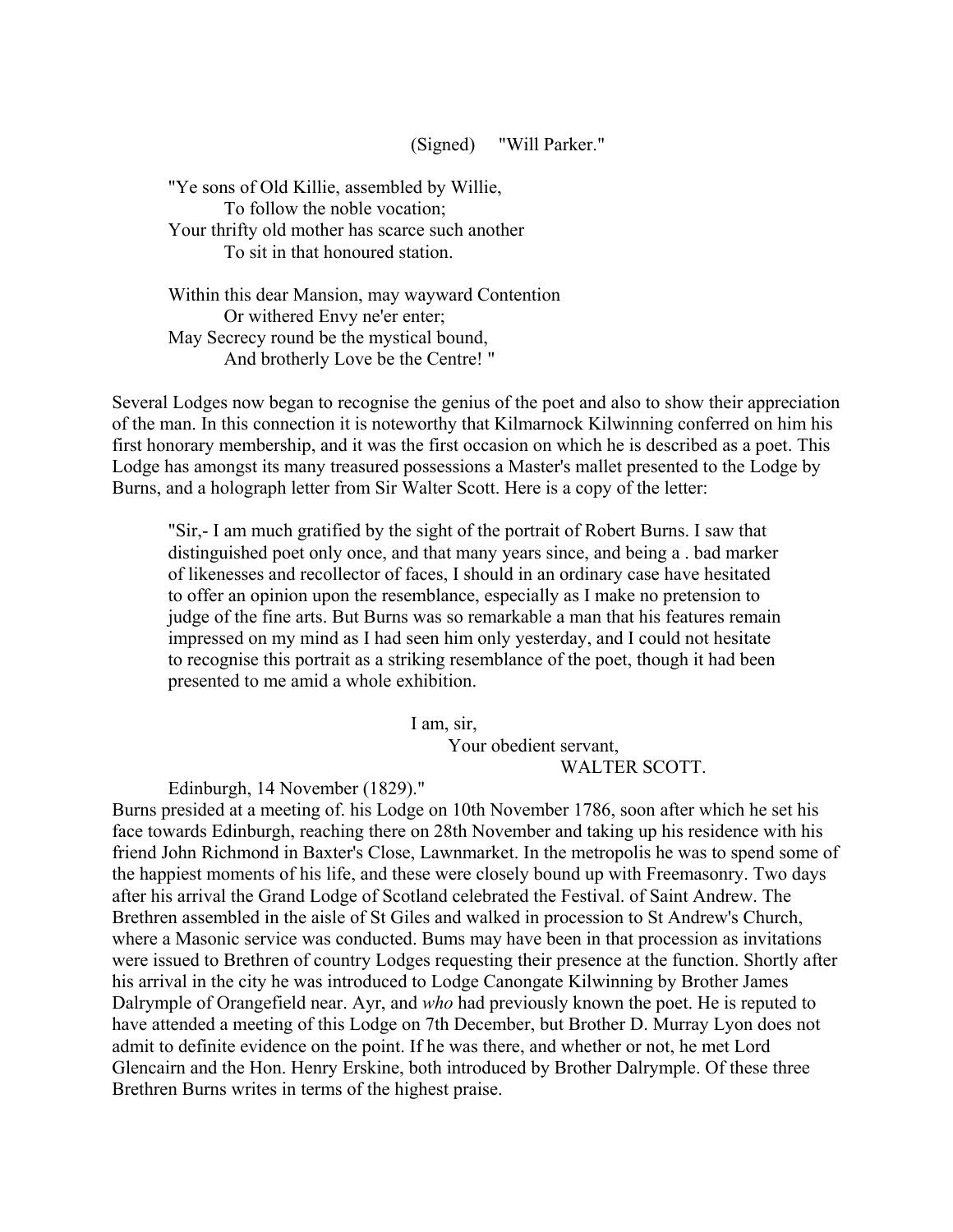(Signed) "Will Parker."

> "Ye sons of Old Killie, assembled by Willie,
> To follow the noble vocation;
> Your thrifty old mother has scarce such another
> To sit in that honoured station.
>
> Within this dear Mansion, may wayward Contention
> Or withered Envy ne'er enter;
> May Secrecy round be the mystical bound,
> And brotherly Love be the Centre! "

Several Lodges now began to recognise the genius of the poet and also to show their appreciation of the man. In this connection it is noteworthy that Kilmarnock Kilwinning conferred on him his first honorary membership, and it was the first occasion on which he is described as a poet. This Lodge has amongst its many treasured possessions a Master's mallet presented to the Lodge by Burns, and a holograph letter from Sir Walter Scott. Here is a copy of the letter:

> "Sir,- I am much gratified by the sight of the portrait of Robert Burns. I saw that distinguished poet only once, and that many years since, and being a . bad marker of likenesses and recollector of faces, I should in an ordinary case have hesitated to offer an opinion upon the resemblance, especially as I make no pretension to judge of the fine arts. But Burns was so remarkable a man that his features remain impressed on my mind as I had seen him only yesterday, and I could not hesitate to recognise this portrait as a striking resemblance of the poet, though it had been presented to me amid a whole exhibition.
>
> I am, sir,
> Your obedient servant,
> WALTER SCOTT.
>
> Edinburgh, 14 November (1829)."

Burns presided at a meeting of. his Lodge on 10th November 1786, soon after which he set his face towards Edinburgh, reaching there on 28th November and taking up his residence with his friend John Richmond in Baxter's Close, Lawnmarket. In the metropolis he was to spend some of the happiest moments of his life, and these were closely bound up with Freemasonry. Two days after his arrival the Grand Lodge of Scotland celebrated the Festival. of Saint Andrew. The Brethren assembled in the aisle of St Giles and walked in procession to St Andrew's Church, where a Masonic service was conducted. Bums may have been in that procession as invitations were issued to Brethren of country Lodges requesting their presence at the function. Shortly after his arrival in the city he was introduced to Lodge Canongate Kilwinning by Brother James Dalrymple of Orangefield near. Ayr, and *who* had previously known the poet. He is reputed to have attended a meeting of this Lodge on 7th December, but Brother D. Murray Lyon does not admit to definite evidence on the point. If he was there, and whether or not, he met Lord Glencairn and the Hon. Henry Erskine, both introduced by Brother Dalrymple. Of these three Brethren Burns writes in terms of the highest praise.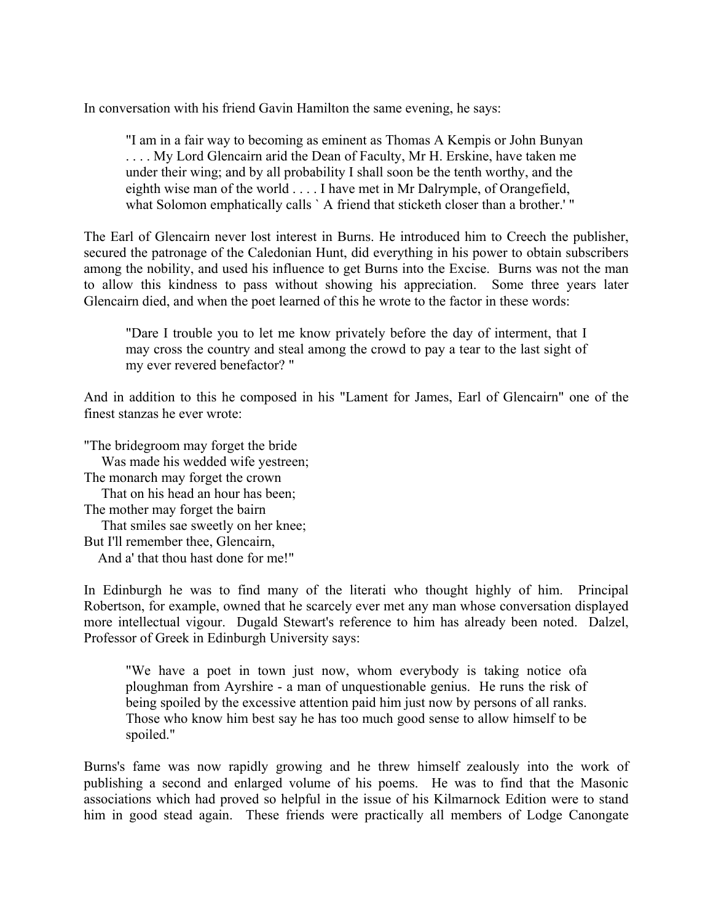In conversation with his friend Gavin Hamilton the same evening, he says:

> "I am in a fair way to becoming as eminent as Thomas A Kempis or John Bunyan . . . . My Lord Glencairn arid the Dean of Faculty, Mr H. Erskine, have taken me under their wing; and by all probability I shall soon be the tenth worthy, and the eighth wise man of the world . . . . I have met in Mr Dalrymple, of Orangefield, what Solomon emphatically calls ` A friend that sticketh closer than a brother.' "

The Earl of Glencairn never lost interest in Burns. He introduced him to Creech the publisher, secured the patronage of the Caledonian Hunt, did everything in his power to obtain subscribers among the nobility, and used his influence to get Burns into the Excise. Burns was not the man to allow this kindness to pass without showing his appreciation. Some three years later Glencairn died, and when the poet learned of this he wrote to the factor in these words:

> "Dare I trouble you to let me know privately before the day of interment, that I may cross the country and steal among the crowd to pay a tear to the last sight of my ever revered benefactor? "

And in addition to this he composed in his "Lament for James, Earl of Glencairn" one of the finest stanzas he ever wrote:

"The bridegroom may forget the bride  
    Was made his wedded wife yestreen;  
The monarch may forget the crown  
    That on his head an hour has been;  
The mother may forget the bairn  
    That smiles sae sweetly on her knee;  
But I'll remember thee, Glencairn,  
    And a' that thou hast done for me!"

In Edinburgh he was to find many of the literati who thought highly of him. Principal Robertson, for example, owned that he scarcely ever met any man whose conversation displayed more intellectual vigour. Dugald Stewart's reference to him has already been noted. Dalzel, Professor of Greek in Edinburgh University says:

> "We have a poet in town just now, whom everybody is taking notice ofa ploughman from Ayrshire - a man of unquestionable genius. He runs the risk of being spoiled by the excessive attention paid him just now by persons of all ranks. Those who know him best say he has too much good sense to allow himself to be spoiled."

Burns's fame was now rapidly growing and he threw himself zealously into the work of publishing a second and enlarged volume of his poems. He was to find that the Masonic associations which had proved so helpful in the issue of his Kilmarnock Edition were to stand him in good stead again. These friends were practically all members of Lodge Canongate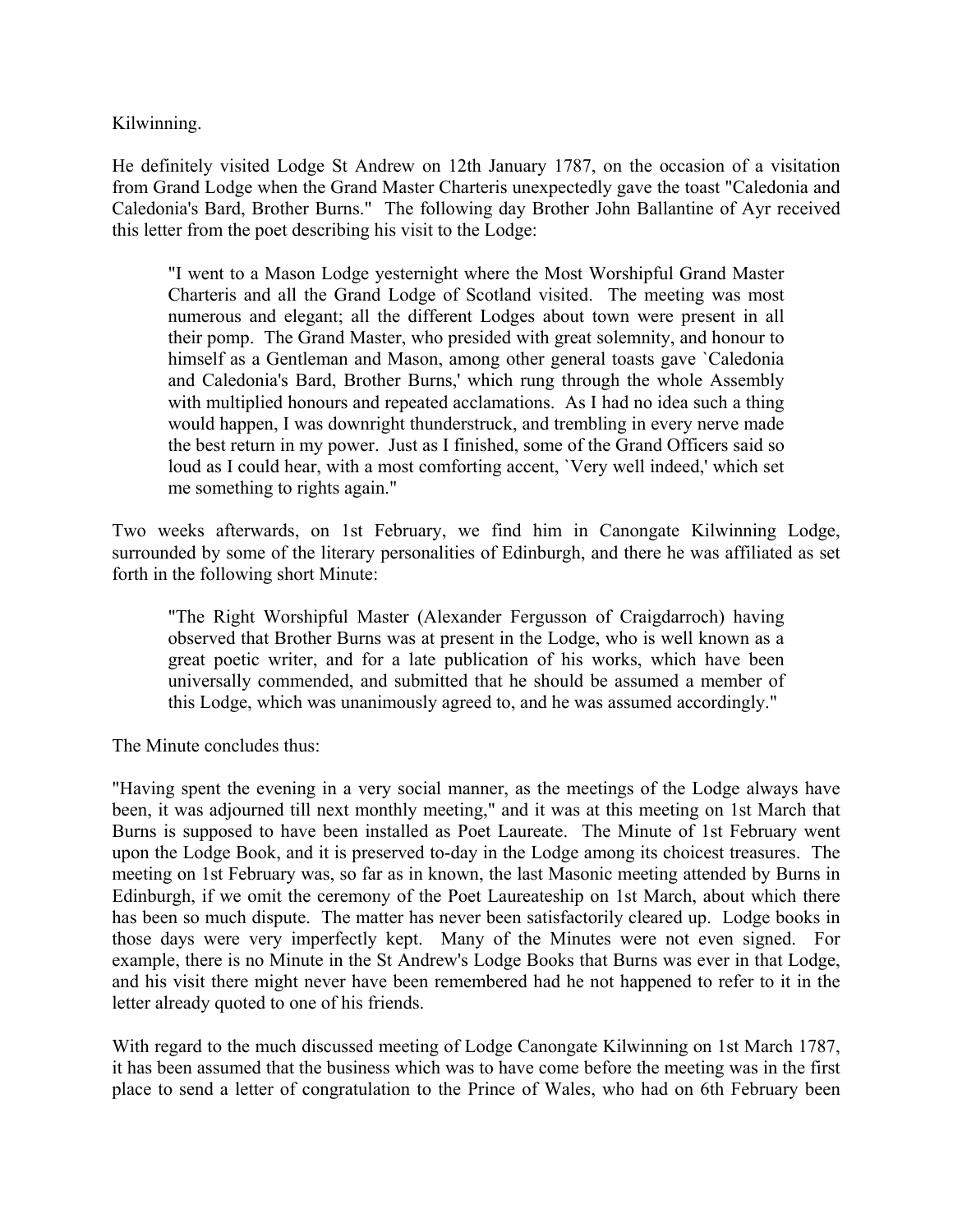Kilwinning.

He definitely visited Lodge St Andrew on 12th January 1787, on the occasion of a visitation from Grand Lodge when the Grand Master Charteris unexpectedly gave the toast "Caledonia and Caledonia's Bard, Brother Burns." The following day Brother John Ballantine of Ayr received this letter from the poet describing his visit to the Lodge:

> "I went to a Mason Lodge yesternight where the Most Worshipful Grand Master Charteris and all the Grand Lodge of Scotland visited. The meeting was most numerous and elegant; all the different Lodges about town were present in all their pomp. The Grand Master, who presided with great solemnity, and honour to himself as a Gentleman and Mason, among other general toasts gave `Caledonia and Caledonia's Bard, Brother Burns,' which rung through the whole Assembly with multiplied honours and repeated acclamations. As I had no idea such a thing would happen, I was downright thunderstruck, and trembling in every nerve made the best return in my power. Just as I finished, some of the Grand Officers said so loud as I could hear, with a most comforting accent, `Very well indeed,' which set me something to rights again."

Two weeks afterwards, on 1st February, we find him in Canongate Kilwinning Lodge, surrounded by some of the literary personalities of Edinburgh, and there he was affiliated as set forth in the following short Minute:

> "The Right Worshipful Master (Alexander Fergusson of Craigdarroch) having observed that Brother Burns was at present in the Lodge, who is well known as a great poetic writer, and for a late publication of his works, which have been universally commended, and submitted that he should be assumed a member of this Lodge, which was unanimously agreed to, and he was assumed accordingly."

The Minute concludes thus:

"Having spent the evening in a very social manner, as the meetings of the Lodge always have been, it was adjourned till next monthly meeting," and it was at this meeting on 1st March that Burns is supposed to have been installed as Poet Laureate. The Minute of 1st February went upon the Lodge Book, and it is preserved to-day in the Lodge among its choicest treasures. The meeting on 1st February was, so far as in known, the last Masonic meeting attended by Burns in Edinburgh, if we omit the ceremony of the Poet Laureateship on 1st March, about which there has been so much dispute. The matter has never been satisfactorily cleared up. Lodge books in those days were very imperfectly kept. Many of the Minutes were not even signed. For example, there is no Minute in the St Andrew's Lodge Books that Burns was ever in that Lodge, and his visit there might never have been remembered had he not happened to refer to it in the letter already quoted to one of his friends.

With regard to the much discussed meeting of Lodge Canongate Kilwinning on 1st March 1787, it has been assumed that the business which was to have come before the meeting was in the first place to send a letter of congratulation to the Prince of Wales, who had on 6th February been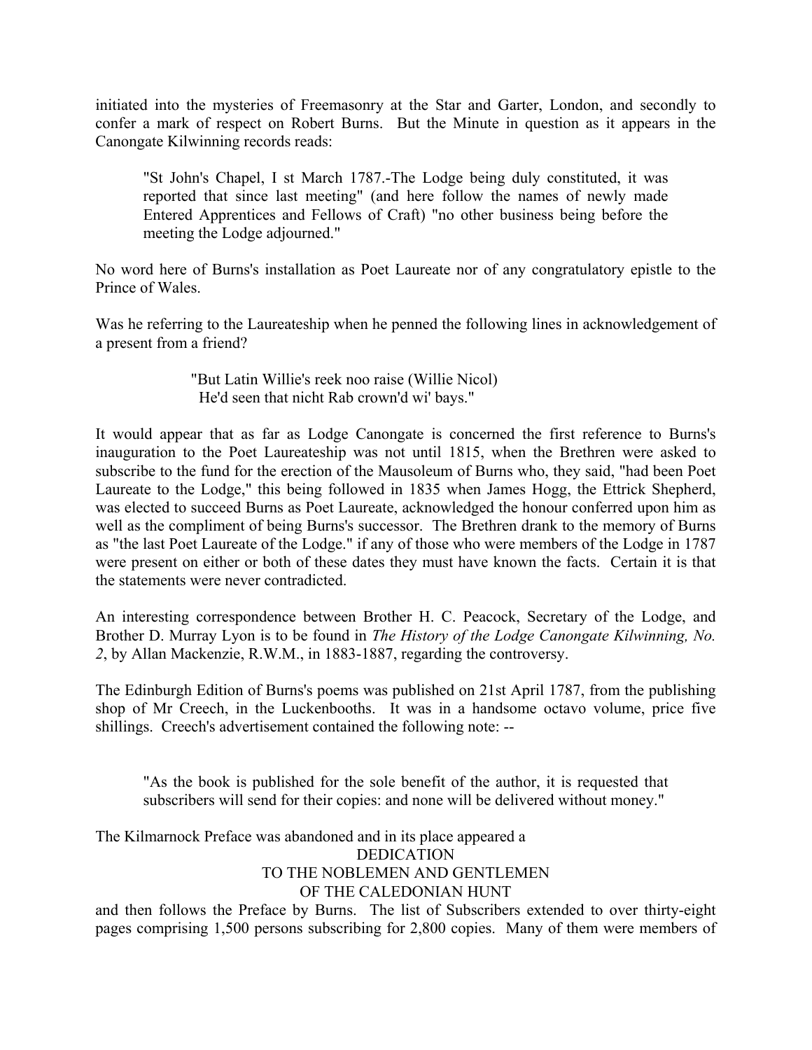initiated into the mysteries of Freemasonry at the Star and Garter, London, and secondly to confer a mark of respect on Robert Burns. But the Minute in question as it appears in the Canongate Kilwinning records reads:

> "St John's Chapel, I st March 1787.-The Lodge being duly constituted, it was reported that since last meeting" (and here follow the names of newly made Entered Apprentices and Fellows of Craft) "no other business being before the meeting the Lodge adjourned."

No word here of Burns's installation as Poet Laureate nor of any congratulatory epistle to the Prince of Wales.

Was he referring to the Laureateship when he penned the following lines in acknowledgement of a present from a friend?

> "But Latin Willie's reek noo raise (Willie Nicol)
> He'd seen that nicht Rab crown'd wi' bays."

It would appear that as far as Lodge Canongate is concerned the first reference to Burns's inauguration to the Poet Laureateship was not until 1815, when the Brethren were asked to subscribe to the fund for the erection of the Mausoleum of Burns who, they said, "had been Poet Laureate to the Lodge," this being followed in 1835 when James Hogg, the Ettrick Shepherd, was elected to succeed Burns as Poet Laureate, acknowledged the honour conferred upon him as well as the compliment of being Burns's successor. The Brethren drank to the memory of Burns as "the last Poet Laureate of the Lodge." if any of those who were members of the Lodge in 1787 were present on either or both of these dates they must have known the facts. Certain it is that the statements were never contradicted.

An interesting correspondence between Brother H. C. Peacock, Secretary of the Lodge, and Brother D. Murray Lyon is to be found in *The History of the Lodge Canongate Kilwinning, No. 2*, by Allan Mackenzie, R.W.M., in 1883-1887, regarding the controversy.

The Edinburgh Edition of Burns's poems was published on 21st April 1787, from the publishing shop of Mr Creech, in the Luckenbooths. It was in a handsome octavo volume, price five shillings. Creech's advertisement contained the following note: --

> "As the book is published for the sole benefit of the author, it is requested that subscribers will send for their copies: and none will be delivered without money."

The Kilmarnock Preface was abandoned and in its place appeared a

DEDICATION
TO THE NOBLEMEN AND GENTLEMEN
OF THE CALEDONIAN HUNT

and then follows the Preface by Burns. The list of Subscribers extended to over thirty-eight pages comprising 1,500 persons subscribing for 2,800 copies. Many of them were members of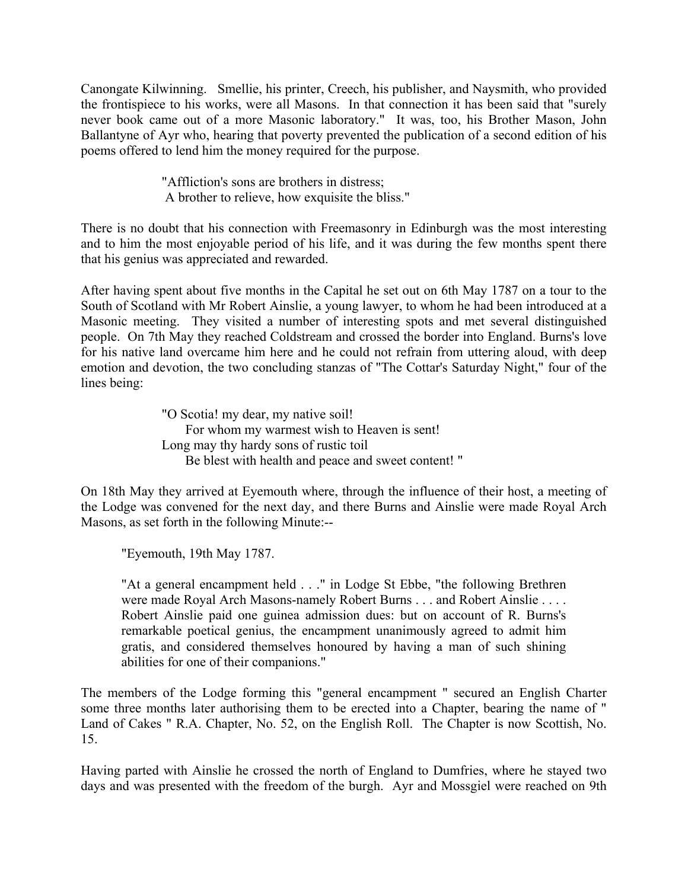Canongate Kilwinning. Smellie, his printer, Creech, his publisher, and Naysmith, who provided the frontispiece to his works, were all Masons. In that connection it has been said that "surely never book came out of a more Masonic laboratory." It was, too, his Brother Mason, John Ballantyne of Ayr who, hearing that poverty prevented the publication of a second edition of his poems offered to lend him the money required for the purpose.

> "Affliction's sons are brothers in distress;
> A brother to relieve, how exquisite the bliss."

There is no doubt that his connection with Freemasonry in Edinburgh was the most interesting and to him the most enjoyable period of his life, and it was during the few months spent there that his genius was appreciated and rewarded.

After having spent about five months in the Capital he set out on 6th May 1787 on a tour to the South of Scotland with Mr Robert Ainslie, a young lawyer, to whom he had been introduced at a Masonic meeting. They visited a number of interesting spots and met several distinguished people. On 7th May they reached Coldstream and crossed the border into England. Burns's love for his native land overcame him here and he could not refrain from uttering aloud, with deep emotion and devotion, the two concluding stanzas of "The Cottar's Saturday Night," four of the lines being:

> "O Scotia! my dear, my native soil!
> For whom my warmest wish to Heaven is sent!
> Long may thy hardy sons of rustic toil
> Be blest with health and peace and sweet content! "

On 18th May they arrived at Eyemouth where, through the influence of their host, a meeting of the Lodge was convened for the next day, and there Burns and Ainslie were made Royal Arch Masons, as set forth in the following Minute:--

> "Eyemouth, 19th May 1787.
>
> "At a general encampment held . . ." in Lodge St Ebbe, "the following Brethren were made Royal Arch Masons-namely Robert Burns . . . and Robert Ainslie . . . . Robert Ainslie paid one guinea admission dues: but on account of R. Burns's remarkable poetical genius, the encampment unanimously agreed to admit him gratis, and considered themselves honoured by having a man of such shining abilities for one of their companions."

The members of the Lodge forming this "general encampment " secured an English Charter some three months later authorising them to be erected into a Chapter, bearing the name of " Land of Cakes " R.A. Chapter, No. 52, on the English Roll. The Chapter is now Scottish, No. 15.

Having parted with Ainslie he crossed the north of England to Dumfries, where he stayed two days and was presented with the freedom of the burgh. Ayr and Mossgiel were reached on 9th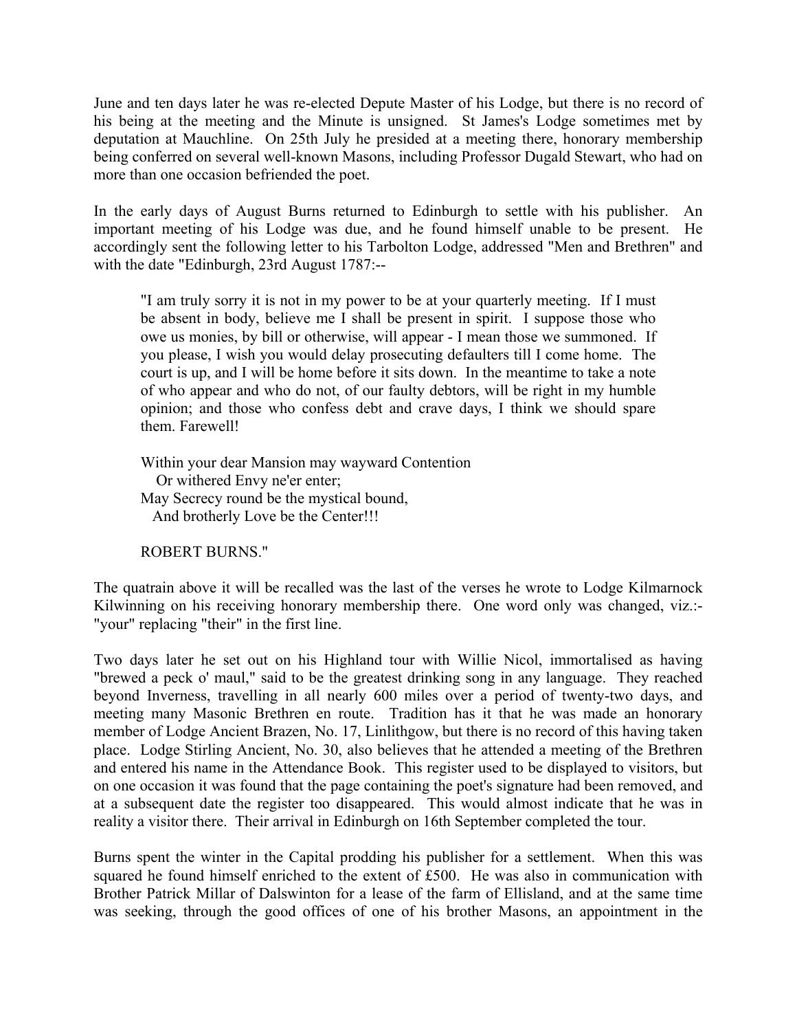June and ten days later he was re-elected Depute Master of his Lodge, but there is no record of his being at the meeting and the Minute is unsigned. St James's Lodge sometimes met by deputation at Mauchline. On 25th July he presided at a meeting there, honorary membership being conferred on several well-known Masons, including Professor Dugald Stewart, who had on more than one occasion befriended the poet.

In the early days of August Burns returned to Edinburgh to settle with his publisher. An important meeting of his Lodge was due, and he found himself unable to be present. He accordingly sent the following letter to his Tarbolton Lodge, addressed "Men and Brethren" and with the date "Edinburgh, 23rd August 1787:--

> "I am truly sorry it is not in my power to be at your quarterly meeting. If I must be absent in body, believe me I shall be present in spirit. I suppose those who owe us monies, by bill or otherwise, will appear - I mean those we summoned. If you please, I wish you would delay prosecuting defaulters till I come home. The court is up, and I will be home before it sits down. In the meantime to take a note of who appear and who do not, of our faulty debtors, will be right in my humble opinion; and those who confess debt and crave days, I think we should spare them. Farewell!
>
> Within your dear Mansion may wayward Contention  
>   Or withered Envy ne'er enter;  
> May Secrecy round be the mystical bound,  
>   And brotherly Love be the Center!!!
>
> ROBERT BURNS."

The quatrain above it will be recalled was the last of the verses he wrote to Lodge Kilmarnock Kilwinning on his receiving honorary membership there. One word only was changed, viz.:- "your" replacing "their" in the first line.

Two days later he set out on his Highland tour with Willie Nicol, immortalised as having "brewed a peck o' maul," said to be the greatest drinking song in any language. They reached beyond Inverness, travelling in all nearly 600 miles over a period of twenty-two days, and meeting many Masonic Brethren en route. Tradition has it that he was made an honorary member of Lodge Ancient Brazen, No. 17, Linlithgow, but there is no record of this having taken place. Lodge Stirling Ancient, No. 30, also believes that he attended a meeting of the Brethren and entered his name in the Attendance Book. This register used to be displayed to visitors, but on one occasion it was found that the page containing the poet's signature had been removed, and at a subsequent date the register too disappeared. This would almost indicate that he was in reality a visitor there. Their arrival in Edinburgh on 16th September completed the tour.

Burns spent the winter in the Capital prodding his publisher for a settlement. When this was squared he found himself enriched to the extent of £500. He was also in communication with Brother Patrick Millar of Dalswinton for a lease of the farm of Ellisland, and at the same time was seeking, through the good offices of one of his brother Masons, an appointment in the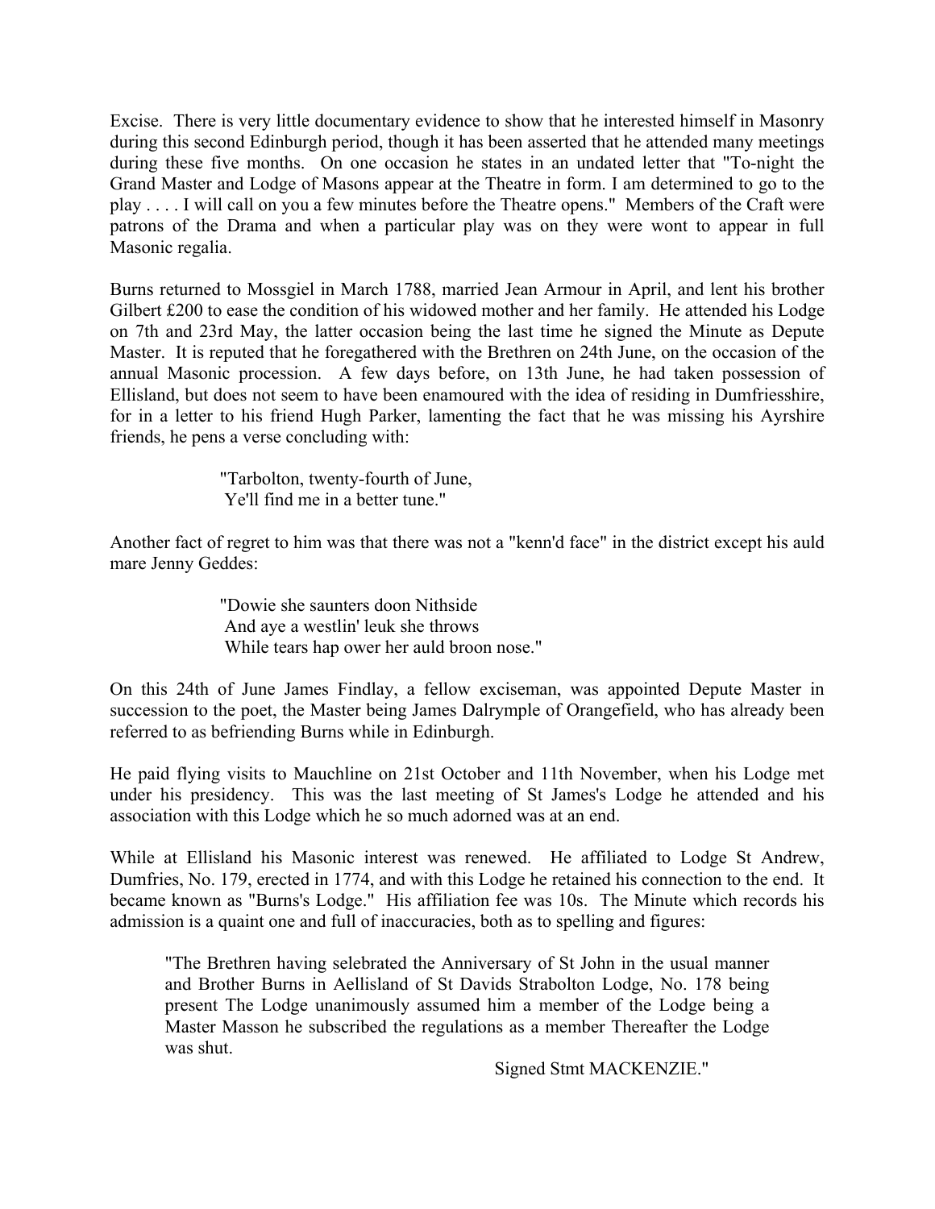Excise. There is very little documentary evidence to show that he interested himself in Masonry during this second Edinburgh period, though it has been asserted that he attended many meetings during these five months. On one occasion he states in an undated letter that "To-night the Grand Master and Lodge of Masons appear at the Theatre in form. I am determined to go to the play . . . . I will call on you a few minutes before the Theatre opens." Members of the Craft were patrons of the Drama and when a particular play was on they were wont to appear in full Masonic regalia.

Burns returned to Mossgiel in March 1788, married Jean Armour in April, and lent his brother Gilbert £200 to ease the condition of his widowed mother and her family. He attended his Lodge on 7th and 23rd May, the latter occasion being the last time he signed the Minute as Depute Master. It is reputed that he foregathered with the Brethren on 24th June, on the occasion of the annual Masonic procession. A few days before, on 13th June, he had taken possession of Ellisland, but does not seem to have been enamoured with the idea of residing in Dumfriesshire, for in a letter to his friend Hugh Parker, lamenting the fact that he was missing his Ayrshire friends, he pens a verse concluding with:

> "Tarbolton, twenty-fourth of June,
> Ye'll find me in a better tune."

Another fact of regret to him was that there was not a "kenn'd face" in the district except his auld mare Jenny Geddes:

> "Dowie she saunters doon Nithside
> And aye a westlin' leuk she throws
> While tears hap ower her auld broon nose."

On this 24th of June James Findlay, a fellow exciseman, was appointed Depute Master in succession to the poet, the Master being James Dalrymple of Orangefield, who has already been referred to as befriending Burns while in Edinburgh.

He paid flying visits to Mauchline on 21st October and 11th November, when his Lodge met under his presidency. This was the last meeting of St James's Lodge he attended and his association with this Lodge which he so much adorned was at an end.

While at Ellisland his Masonic interest was renewed. He affiliated to Lodge St Andrew, Dumfries, No. 179, erected in 1774, and with this Lodge he retained his connection to the end. It became known as "Burns's Lodge." His affiliation fee was 10s. The Minute which records his admission is a quaint one and full of inaccuracies, both as to spelling and figures:

> "The Brethren having selebrated the Anniversary of St John in the usual manner and Brother Burns in Aellisland of St Davids Strabolton Lodge, No. 178 being present The Lodge unanimously assumed him a member of the Lodge being a Master Masson he subscribed the regulations as a member Thereafter the Lodge was shut.
>
> Signed Stmt MACKENZIE."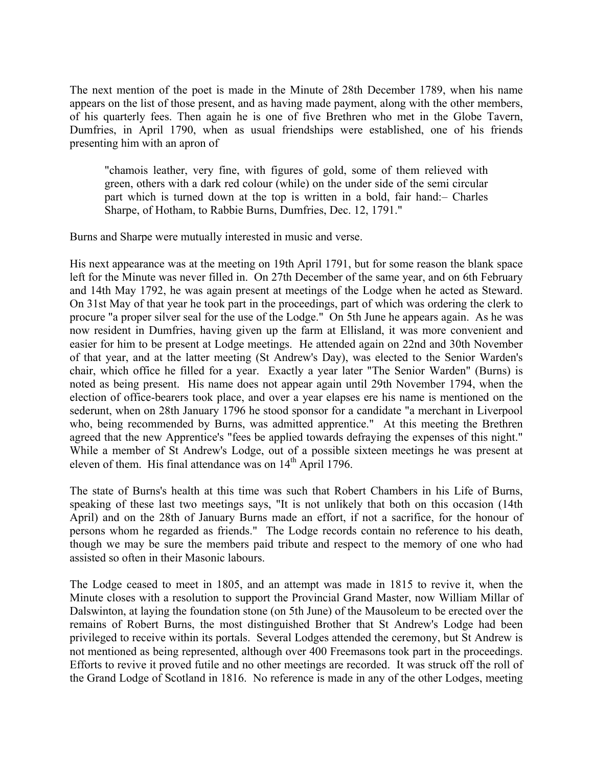The next mention of the poet is made in the Minute of 28th December 1789, when his name appears on the list of those present, and as having made payment, along with the other members, of his quarterly fees. Then again he is one of five Brethren who met in the Globe Tavern, Dumfries, in April 1790, when as usual friendships were established, one of his friends presenting him with an apron of

> "chamois leather, very fine, with figures of gold, some of them relieved with green, others with a dark red colour (while) on the under side of the semi circular part which is turned down at the top is written in a bold, fair hand:– Charles Sharpe, of Hotham, to Rabbie Burns, Dumfries, Dec. 12, 1791."

Burns and Sharpe were mutually interested in music and verse.

His next appearance was at the meeting on 19th April 1791, but for some reason the blank space left for the Minute was never filled in. On 27th December of the same year, and on 6th February and 14th May 1792, he was again present at meetings of the Lodge when he acted as Steward. On 31st May of that year he took part in the proceedings, part of which was ordering the clerk to procure "a proper silver seal for the use of the Lodge." On 5th June he appears again. As he was now resident in Dumfries, having given up the farm at Ellisland, it was more convenient and easier for him to be present at Lodge meetings. He attended again on 22nd and 30th November of that year, and at the latter meeting (St Andrew's Day), was elected to the Senior Warden's chair, which office he filled for a year. Exactly a year later "The Senior Warden" (Burns) is noted as being present. His name does not appear again until 29th November 1794, when the election of office-bearers took place, and over a year elapses ere his name is mentioned on the sederunt, when on 28th January 1796 he stood sponsor for a candidate "a merchant in Liverpool who, being recommended by Burns, was admitted apprentice." At this meeting the Brethren agreed that the new Apprentice's "fees be applied towards defraying the expenses of this night." While a member of St Andrew's Lodge, out of a possible sixteen meetings he was present at eleven of them. His final attendance was on 14th April 1796.

The state of Burns's health at this time was such that Robert Chambers in his Life of Burns, speaking of these last two meetings says, "It is not unlikely that both on this occasion (14th April) and on the 28th of January Burns made an effort, if not a sacrifice, for the honour of persons whom he regarded as friends." The Lodge records contain no reference to his death, though we may be sure the members paid tribute and respect to the memory of one who had assisted so often in their Masonic labours.

The Lodge ceased to meet in 1805, and an attempt was made in 1815 to revive it, when the Minute closes with a resolution to support the Provincial Grand Master, now William Millar of Dalswinton, at laying the foundation stone (on 5th June) of the Mausoleum to be erected over the remains of Robert Burns, the most distinguished Brother that St Andrew's Lodge had been privileged to receive within its portals. Several Lodges attended the ceremony, but St Andrew is not mentioned as being represented, although over 400 Freemasons took part in the proceedings. Efforts to revive it proved futile and no other meetings are recorded. It was struck off the roll of the Grand Lodge of Scotland in 1816. No reference is made in any of the other Lodges, meeting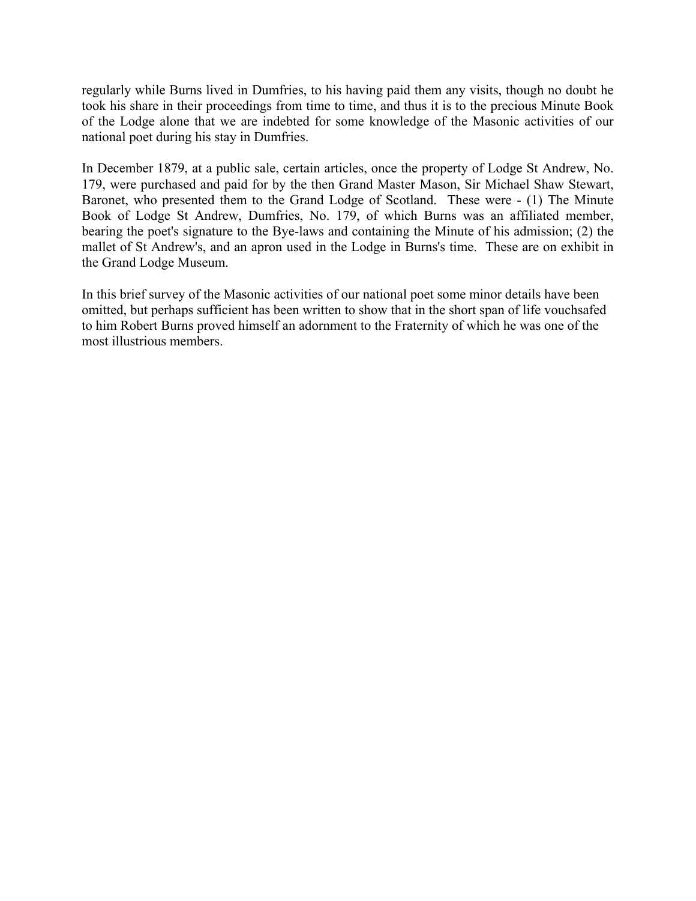regularly while Burns lived in Dumfries, to his having paid them any visits, though no doubt he took his share in their proceedings from time to time, and thus it is to the precious Minute Book of the Lodge alone that we are indebted for some knowledge of the Masonic activities of our national poet during his stay in Dumfries.

In December 1879, at a public sale, certain articles, once the property of Lodge St Andrew, No. 179, were purchased and paid for by the then Grand Master Mason, Sir Michael Shaw Stewart, Baronet, who presented them to the Grand Lodge of Scotland. These were - (1) The Minute Book of Lodge St Andrew, Dumfries, No. 179, of which Burns was an affiliated member, bearing the poet's signature to the Bye-laws and containing the Minute of his admission; (2) the mallet of St Andrew's, and an apron used in the Lodge in Burns's time. These are on exhibit in the Grand Lodge Museum.

In this brief survey of the Masonic activities of our national poet some minor details have been omitted, but perhaps sufficient has been written to show that in the short span of life vouchsafed to him Robert Burns proved himself an adornment to the Fraternity of which he was one of the most illustrious members.